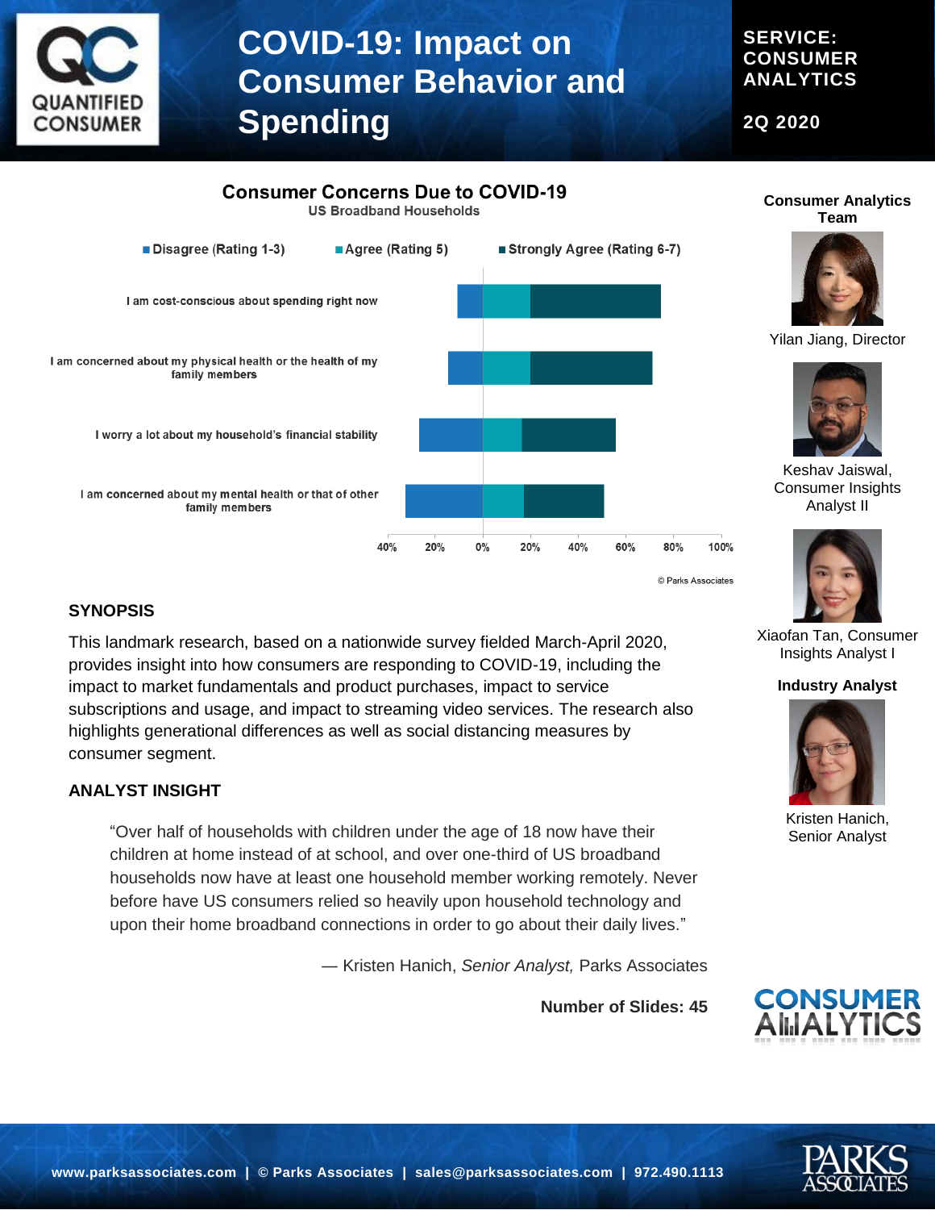# COVID-19: Impact on Consumer Behavior and Spending

**SERVICE: CONSUMER ANALYTICS**

**2Q 2020**

## Consumer Concerns Due to COVID-19

US Broadband Households

Disagree (Rating 1-3) | Agree (Rating 5) | Strongly Agree (Rating 6-7)

- I am cost-conscious about spending right now
- I am concerned about my physical health or the health of my family members
- I worry a lot about my household's financial stability
- I am concerned about my mental health or that of other family members

40% 20% 0% 20% 40% 60% 80% 100%

© Parks Associates

### SYNOPSIS

This landmark research, based on a nationwide survey fielded March-April 2020, provides insight into how consumers are responding to COVID-19, including the impact to market fundamentals and product purchases, impact to service subscriptions and usage, and impact to streaming video services. The research also highlights generational differences as well as social distancing measures by consumer segment.

### ANALYST INSIGHT

> "Over half of households with children under the age of 18 now have their children at home instead of at school, and over one-third of US broadband households now have at least one household member working remotely. Never before have US consumers relied so heavily upon household technology and upon their home broadband connections in order to go about their daily lives."
>
> — Kristen Hanich, *Senior Analyst,* Parks Associates

**Number of Slides: 45**

**Consumer Analytics Team**

- Yilan Jiang, Director
- Keshav Jaiswal, Consumer Insights Analyst II
- Xiaofan Tan, Consumer Insights Analyst I

**Industry Analyst**

- Kristen Hanich, Senior Analyst

www.parksassociates.com | © Parks Associates | sales@parksassociates.com | 972.490.1113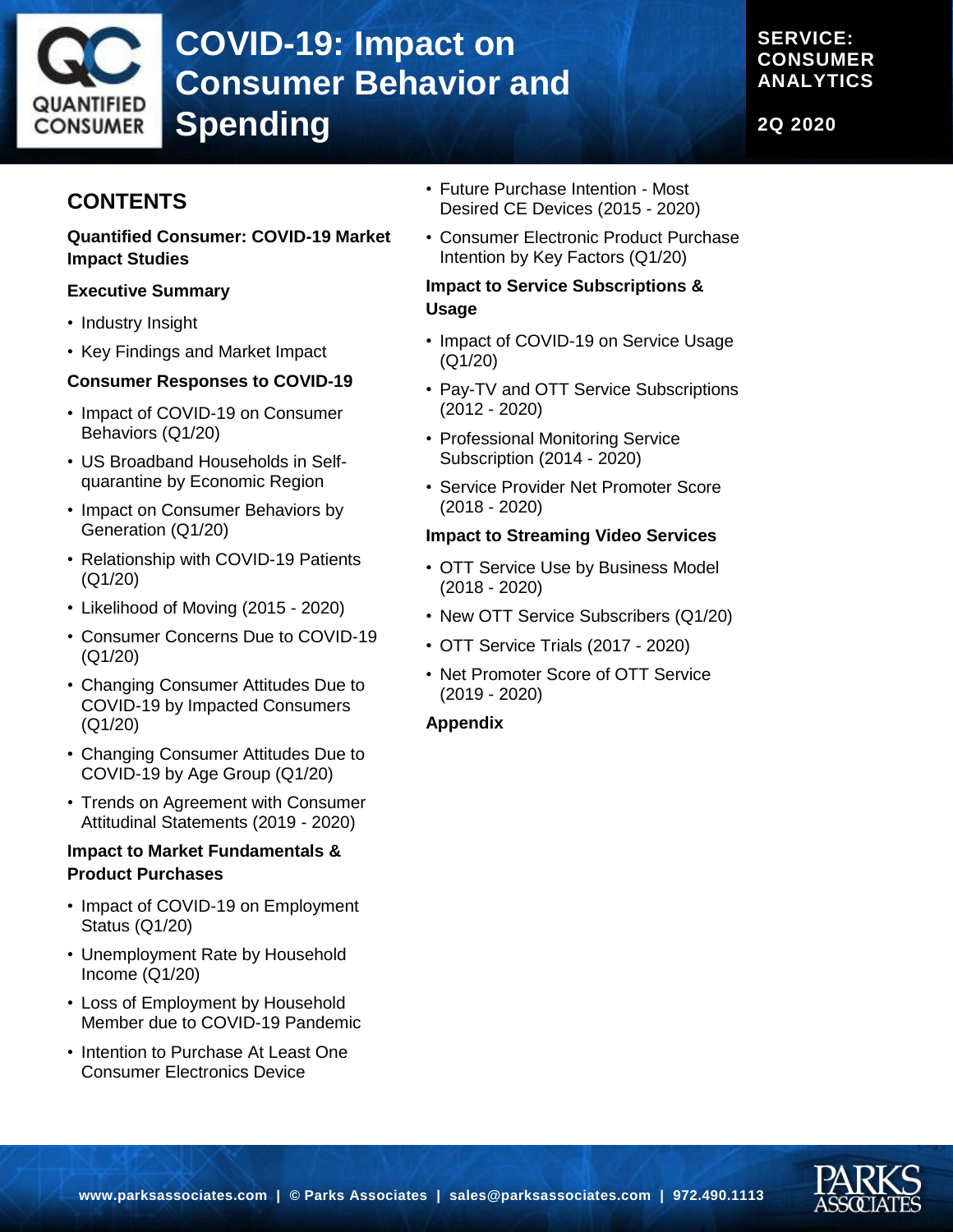# COVID-19: Impact on Consumer Behavior and Spending

**SERVICE: CONSUMER ANALYTICS**

**2Q 2020**

## CONTENTS

**Quantified Consumer: COVID-19 Market Impact Studies**

**Executive Summary**

- Industry Insight
- Key Findings and Market Impact

**Consumer Responses to COVID-19**

- Impact of COVID-19 on Consumer Behaviors (Q1/20)
- US Broadband Households in Self-quarantine by Economic Region
- Impact on Consumer Behaviors by Generation (Q1/20)
- Relationship with COVID-19 Patients (Q1/20)
- Likelihood of Moving (2015 - 2020)
- Consumer Concerns Due to COVID-19 (Q1/20)
- Changing Consumer Attitudes Due to COVID-19 by Impacted Consumers (Q1/20)
- Changing Consumer Attitudes Due to COVID-19 by Age Group (Q1/20)
- Trends on Agreement with Consumer Attitudinal Statements (2019 - 2020)

**Impact to Market Fundamentals & Product Purchases**

- Impact of COVID-19 on Employment Status (Q1/20)
- Unemployment Rate by Household Income (Q1/20)
- Loss of Employment by Household Member due to COVID-19 Pandemic
- Intention to Purchase At Least One Consumer Electronics Device
- Future Purchase Intention - Most Desired CE Devices (2015 - 2020)
- Consumer Electronic Product Purchase Intention by Key Factors (Q1/20)

**Impact to Service Subscriptions & Usage**

- Impact of COVID-19 on Service Usage (Q1/20)
- Pay-TV and OTT Service Subscriptions (2012 - 2020)
- Professional Monitoring Service Subscription (2014 - 2020)
- Service Provider Net Promoter Score (2018 - 2020)

**Impact to Streaming Video Services**

- OTT Service Use by Business Model (2018 - 2020)
- New OTT Service Subscribers (Q1/20)
- OTT Service Trials (2017 - 2020)
- Net Promoter Score of OTT Service (2019 - 2020)

**Appendix**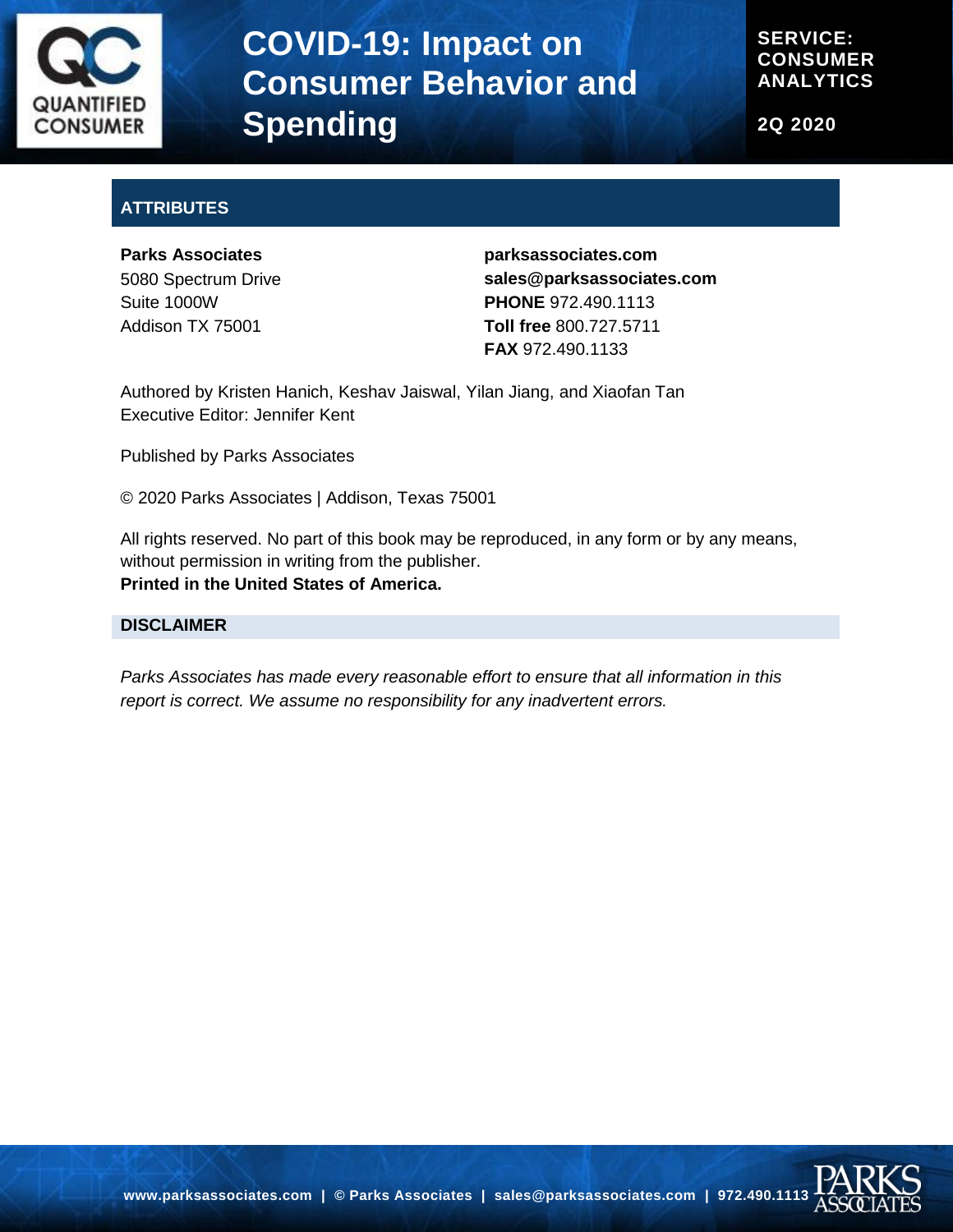# COVID-19: Impact on Consumer Behavior and Spending

**SERVICE: CONSUMER ANALYTICS**

**2Q 2020**

## ATTRIBUTES

**Parks Associates**
5080 Spectrum Drive
Suite 1000W
Addison TX 75001

**parksassociates.com**
**sales@parksassociates.com**
**PHONE** 972.490.1113
**Toll free** 800.727.5711
**FAX** 972.490.1133

Authored by Kristen Hanich, Keshav Jaiswal, Yilan Jiang, and Xiaofan Tan
Executive Editor: Jennifer Kent

Published by Parks Associates

© 2020 Parks Associates | Addison, Texas 75001

All rights reserved. No part of this book may be reproduced, in any form or by any means, without permission in writing from the publisher.
**Printed in the United States of America.**

## DISCLAIMER

*Parks Associates has made every reasonable effort to ensure that all information in this report is correct. We assume no responsibility for any inadvertent errors.*